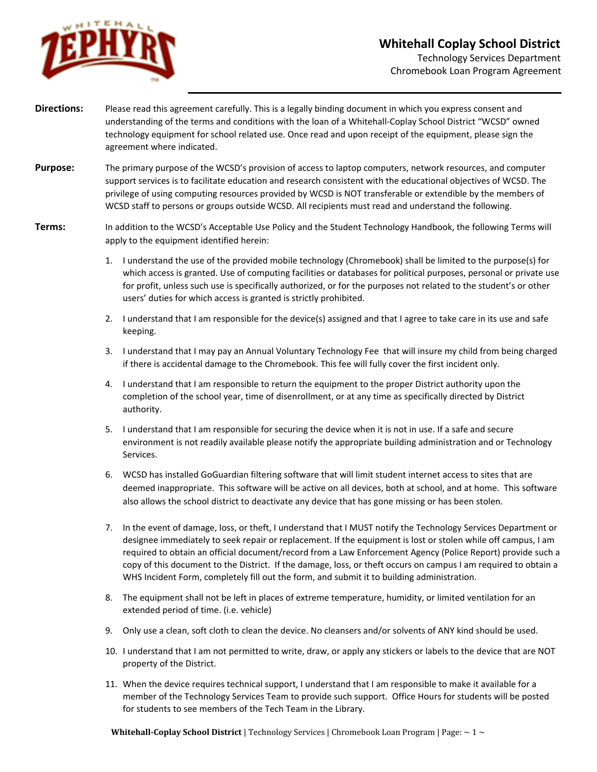# Whitehall Coplay School District

Technology Services Department
Chromebook Loan Program Agreement

**Directions:** Please read this agreement carefully. This is a legally binding document in which you express consent and understanding of the terms and conditions with the loan of a Whitehall-Coplay School District "WCSD" owned technology equipment for school related use. Once read and upon receipt of the equipment, please sign the agreement where indicated.

**Purpose:** The primary purpose of the WCSD's provision of access to laptop computers, network resources, and computer support services is to facilitate education and research consistent with the educational objectives of WCSD. The privilege of using computing resources provided by WCSD is NOT transferable or extendible by the members of WCSD staff to persons or groups outside WCSD. All recipients must read and understand the following.

**Terms:** In addition to the WCSD's Acceptable Use Policy and the Student Technology Handbook, the following Terms will apply to the equipment identified herein:

1. I understand the use of the provided mobile technology (Chromebook) shall be limited to the purpose(s) for which access is granted. Use of computing facilities or databases for political purposes, personal or private use for profit, unless such use is specifically authorized, or for the purposes not related to the student's or other users' duties for which access is granted is strictly prohibited.
2. I understand that I am responsible for the device(s) assigned and that I agree to take care in its use and safe keeping.
3. I understand that I may pay an Annual Voluntary Technology Fee that will insure my child from being charged if there is accidental damage to the Chromebook. This fee will fully cover the first incident only.
4. I understand that I am responsible to return the equipment to the proper District authority upon the completion of the school year, time of disenrollment, or at any time as specifically directed by District authority.
5. I understand that I am responsible for securing the device when it is not in use. If a safe and secure environment is not readily available please notify the appropriate building administration and or Technology Services.
6. WCSD has installed GoGuardian filtering software that will limit student internet access to sites that are deemed inappropriate. This software will be active on all devices, both at school, and at home. This software also allows the school district to deactivate any device that has gone missing or has been stolen.
7. In the event of damage, loss, or theft, I understand that I MUST notify the Technology Services Department or designee immediately to seek repair or replacement. If the equipment is lost or stolen while off campus, I am required to obtain an official document/record from a Law Enforcement Agency (Police Report) provide such a copy of this document to the District. If the damage, loss, or theft occurs on campus I am required to obtain a WHS Incident Form, completely fill out the form, and submit it to building administration.
8. The equipment shall not be left in places of extreme temperature, humidity, or limited ventilation for an extended period of time. (i.e. vehicle)
9. Only use a clean, soft cloth to clean the device. No cleansers and/or solvents of ANY kind should be used.
10. I understand that I am not permitted to write, draw, or apply any stickers or labels to the device that are NOT property of the District.
11. When the device requires technical support, I understand that I am responsible to make it available for a member of the Technology Services Team to provide such support. Office Hours for students will be posted for students to see members of the Tech Team in the Library.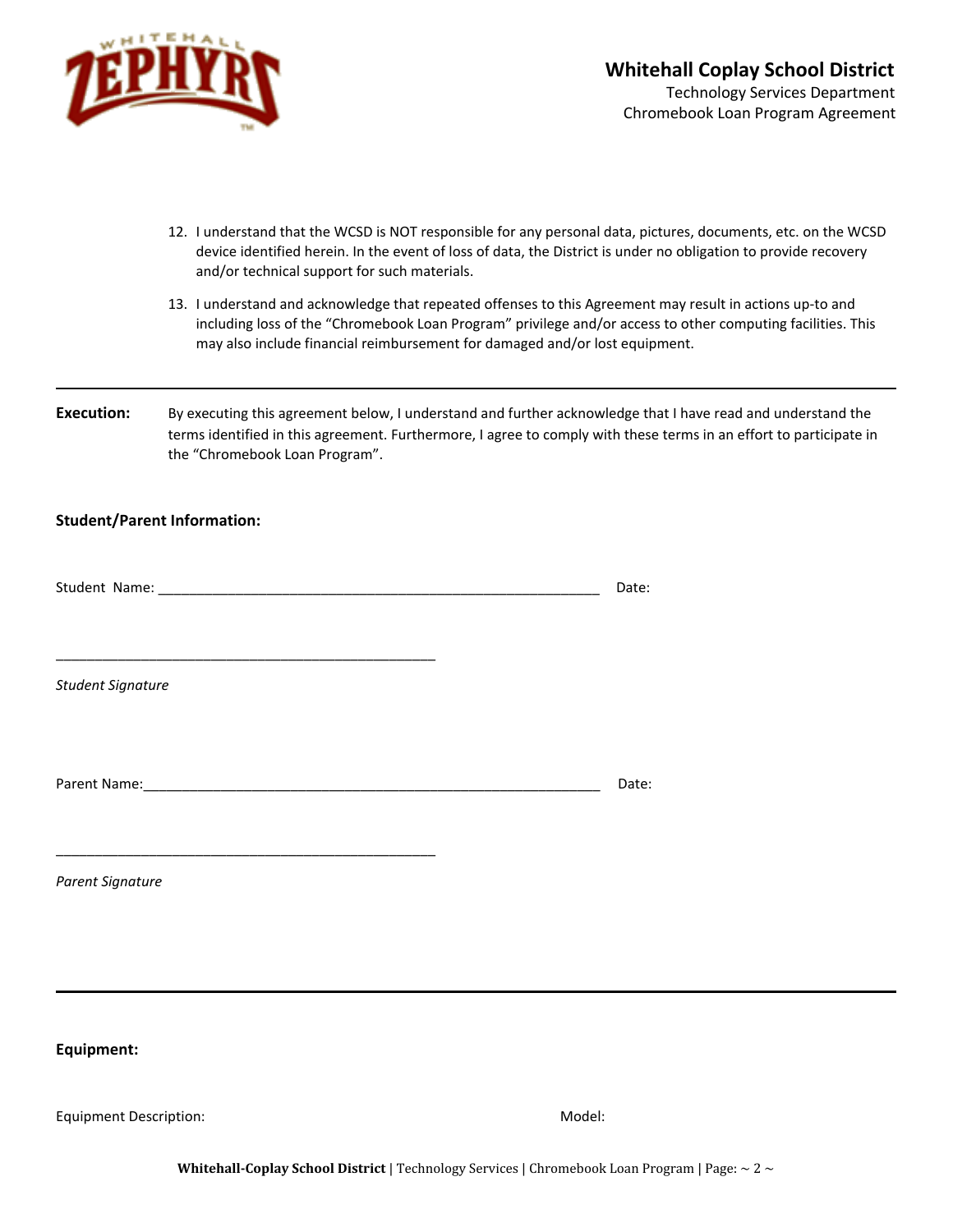12. I understand that the WCSD is NOT responsible for any personal data, pictures, documents, etc. on the WCSD device identified herein. In the event of loss of data, the District is under no obligation to provide recovery and/or technical support for such materials.

13. I understand and acknowledge that repeated offenses to this Agreement may result in actions up-to and including loss of the "Chromebook Loan Program" privilege and/or access to other computing facilities. This may also include financial reimbursement for damaged and/or lost equipment.

---

**Execution:** By executing this agreement below, I understand and further acknowledge that I have read and understand the terms identified in this agreement. Furthermore, I agree to comply with these terms in an effort to participate in the "Chromebook Loan Program".

**Student/Parent Information:**

Student Name: ___________________________________________________ Date:

_______________________________________________

*Student Signature*

Parent Name:_____________________________________________________ Date:

_______________________________________________

*Parent Signature*

---

**Equipment:**

Equipment Description: Model: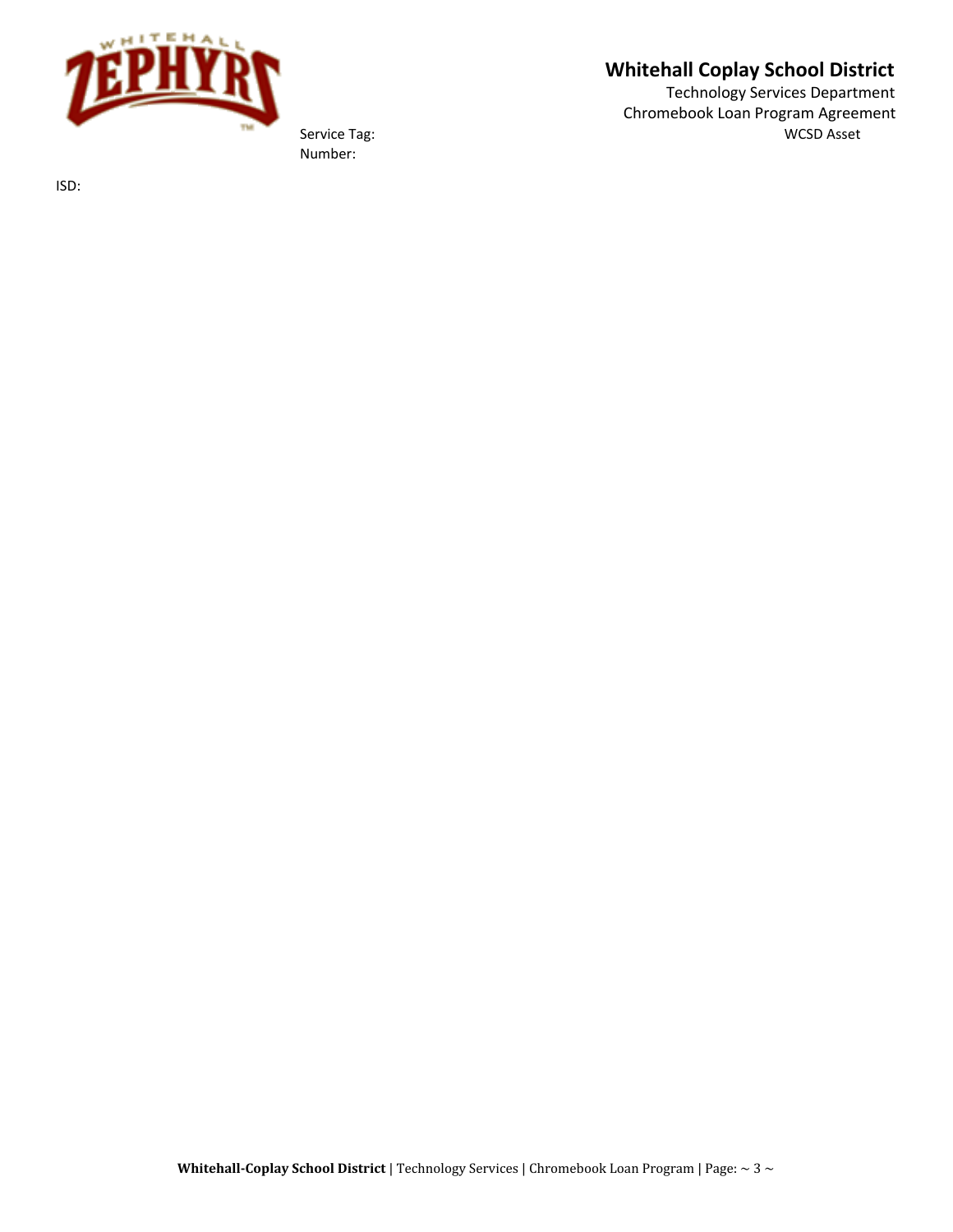**Whitehall Coplay School District**

Technology Services Department

Chromebook Loan Program Agreement

Service Tag:

WCSD Asset Number:

ISD: